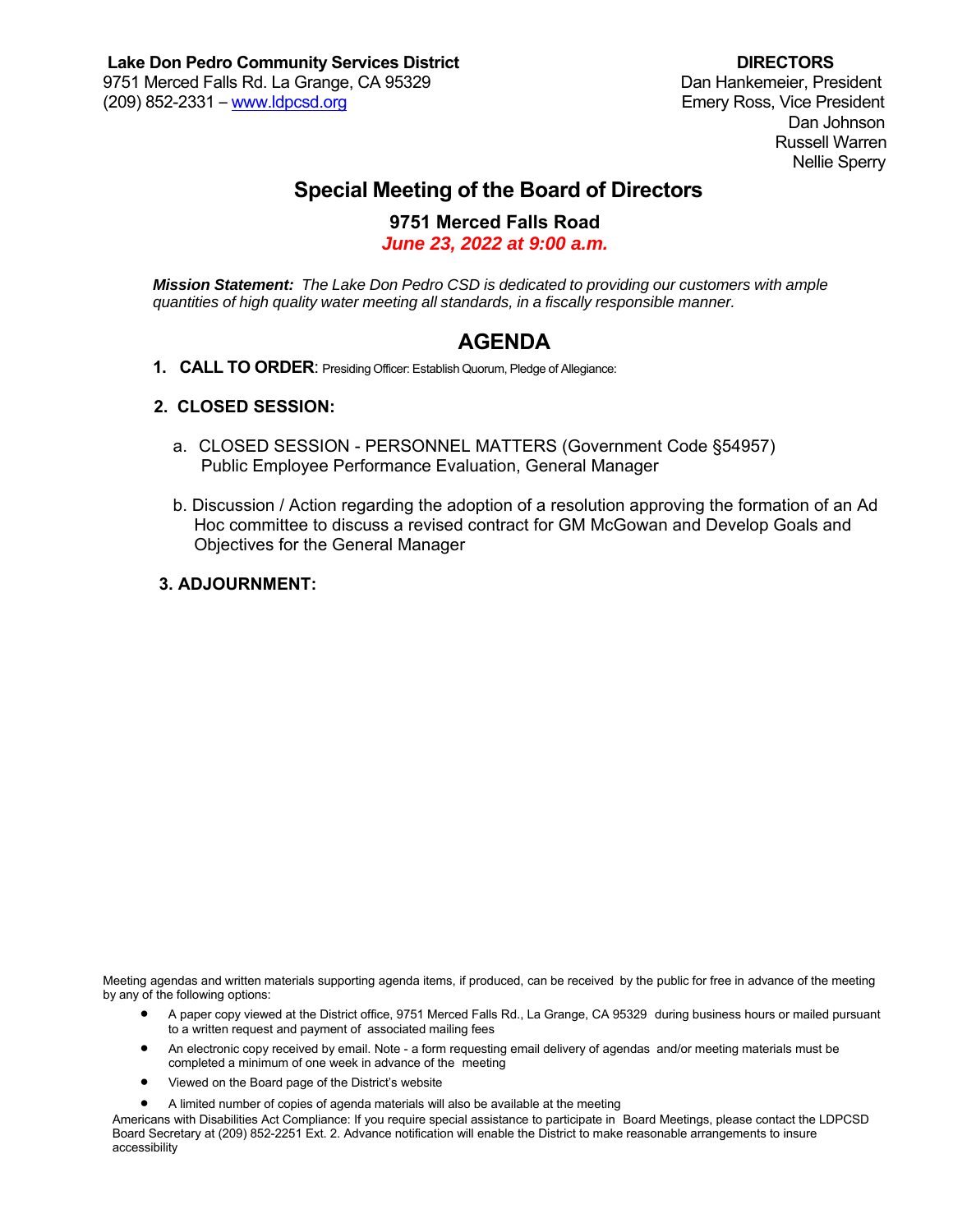**Lake Don Pedro Community Services District**
9751 Merced Falls Rd. La Grange, CA 95329
(209) 852-2331 – [www.ldpcsd.org](http://www.ldpcsd.org)

**DIRECTORS**
Dan Hankemeier, President
Emery Ross, Vice President
Dan Johnson
Russell Warren
Nellie Sperry

# Special Meeting of the Board of Directors

### 9751 Merced Falls Road

***June 23, 2022 at 9:00 a.m.***

***Mission Statement:*** *The Lake Don Pedro CSD is dedicated to providing our customers with ample quantities of high quality water meeting all standards, in a fiscally responsible manner.*

## AGENDA

1. **CALL TO ORDER**: Presiding Officer: Establish Quorum, Pledge of Allegiance:

2. **CLOSED SESSION:**

   a. CLOSED SESSION - PERSONNEL MATTERS (Government Code §54957)
      Public Employee Performance Evaluation, General Manager

   b. Discussion / Action regarding the adoption of a resolution approving the formation of an Ad Hoc committee to discuss a revised contract for GM McGowan and Develop Goals and Objectives for the General Manager

3. **ADJOURNMENT:**

Meeting agendas and written materials supporting agenda items, if produced, can be received by the public for free in advance of the meeting by any of the following options:

- A paper copy viewed at the District office, 9751 Merced Falls Rd., La Grange, CA 95329 during business hours or mailed pursuant to a written request and payment of associated mailing fees
- An electronic copy received by email. Note - a form requesting email delivery of agendas and/or meeting materials must be completed a minimum of one week in advance of the meeting
- Viewed on the Board page of the District's website
- A limited number of copies of agenda materials will also be available at the meeting

Americans with Disabilities Act Compliance: If you require special assistance to participate in Board Meetings, please contact the LDPCSD Board Secretary at (209) 852-2251 Ext. 2. Advance notification will enable the District to make reasonable arrangements to insure accessibility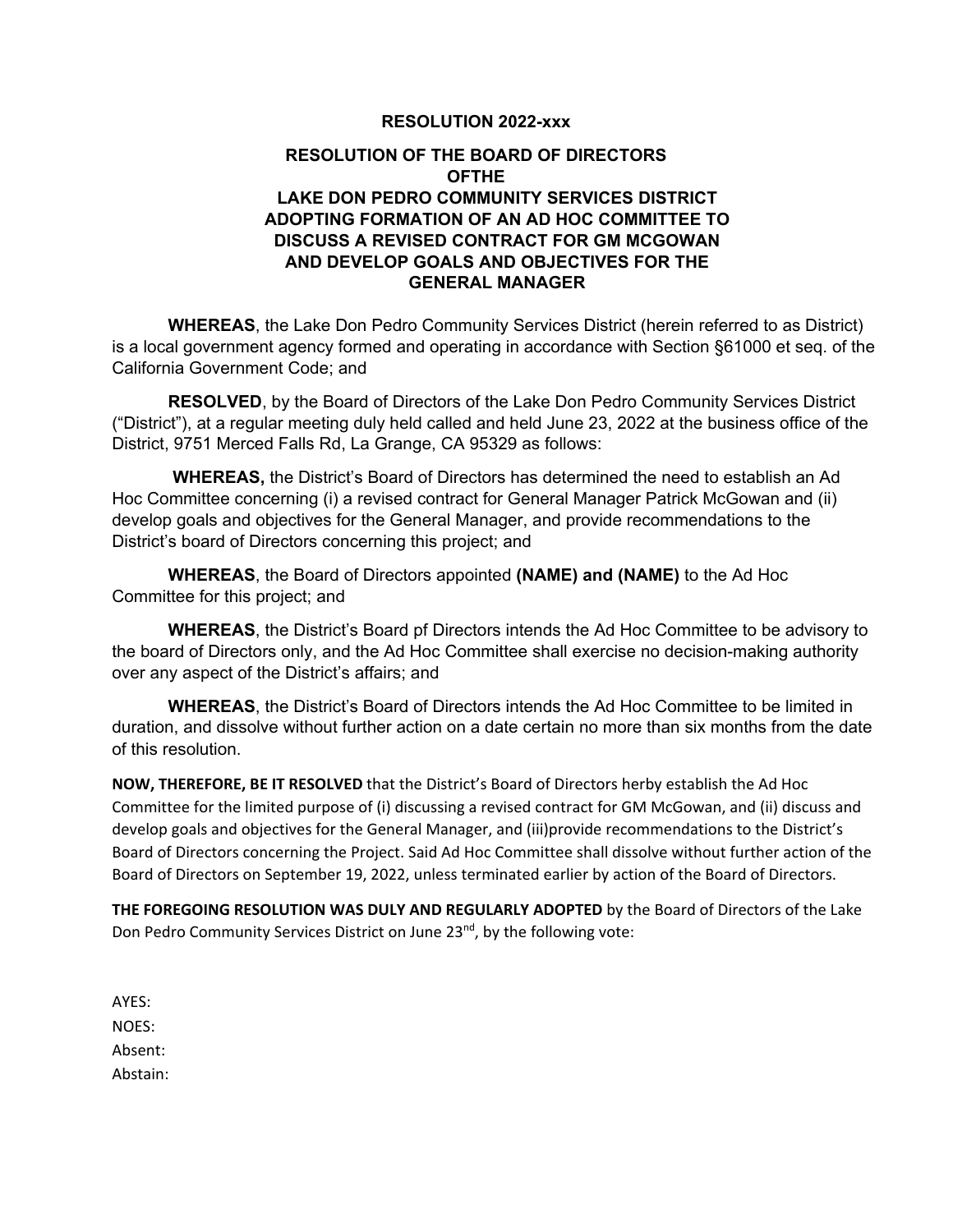**RESOLUTION 2022-xxx**

**RESOLUTION OF THE BOARD OF DIRECTORS**
**OFTHE**
**LAKE DON PEDRO COMMUNITY SERVICES DISTRICT**
**ADOPTING FORMATION OF AN AD HOC COMMITTEE TO**
**DISCUSS A REVISED CONTRACT FOR GM MCGOWAN**
**AND DEVELOP GOALS AND OBJECTIVES FOR THE**
**GENERAL MANAGER**

**WHEREAS**, the Lake Don Pedro Community Services District (herein referred to as District) is a local government agency formed and operating in accordance with Section §61000 et seq. of the California Government Code; and

**RESOLVED**, by the Board of Directors of the Lake Don Pedro Community Services District ("District"), at a regular meeting duly held called and held June 23, 2022 at the business office of the District, 9751 Merced Falls Rd, La Grange, CA 95329 as follows:

**WHEREAS,** the District's Board of Directors has determined the need to establish an Ad Hoc Committee concerning (i) a revised contract for General Manager Patrick McGowan and (ii) develop goals and objectives for the General Manager, and provide recommendations to the District's board of Directors concerning this project; and

**WHEREAS**, the Board of Directors appointed **(NAME) and (NAME)** to the Ad Hoc Committee for this project; and

**WHEREAS**, the District's Board pf Directors intends the Ad Hoc Committee to be advisory to the board of Directors only, and the Ad Hoc Committee shall exercise no decision-making authority over any aspect of the District's affairs; and

**WHEREAS**, the District's Board of Directors intends the Ad Hoc Committee to be limited in duration, and dissolve without further action on a date certain no more than six months from the date of this resolution.

**NOW, THEREFORE, BE IT RESOLVED** that the District's Board of Directors herby establish the Ad Hoc Committee for the limited purpose of (i) discussing a revised contract for GM McGowan, and (ii) discuss and develop goals and objectives for the General Manager, and (iii)provide recommendations to the District's Board of Directors concerning the Project. Said Ad Hoc Committee shall dissolve without further action of the Board of Directors on September 19, 2022, unless terminated earlier by action of the Board of Directors.

**THE FOREGOING RESOLUTION WAS DULY AND REGULARLY ADOPTED** by the Board of Directors of the Lake Don Pedro Community Services District on June 23rd, by the following vote:

AYES:
NOES:
Absent:
Abstain: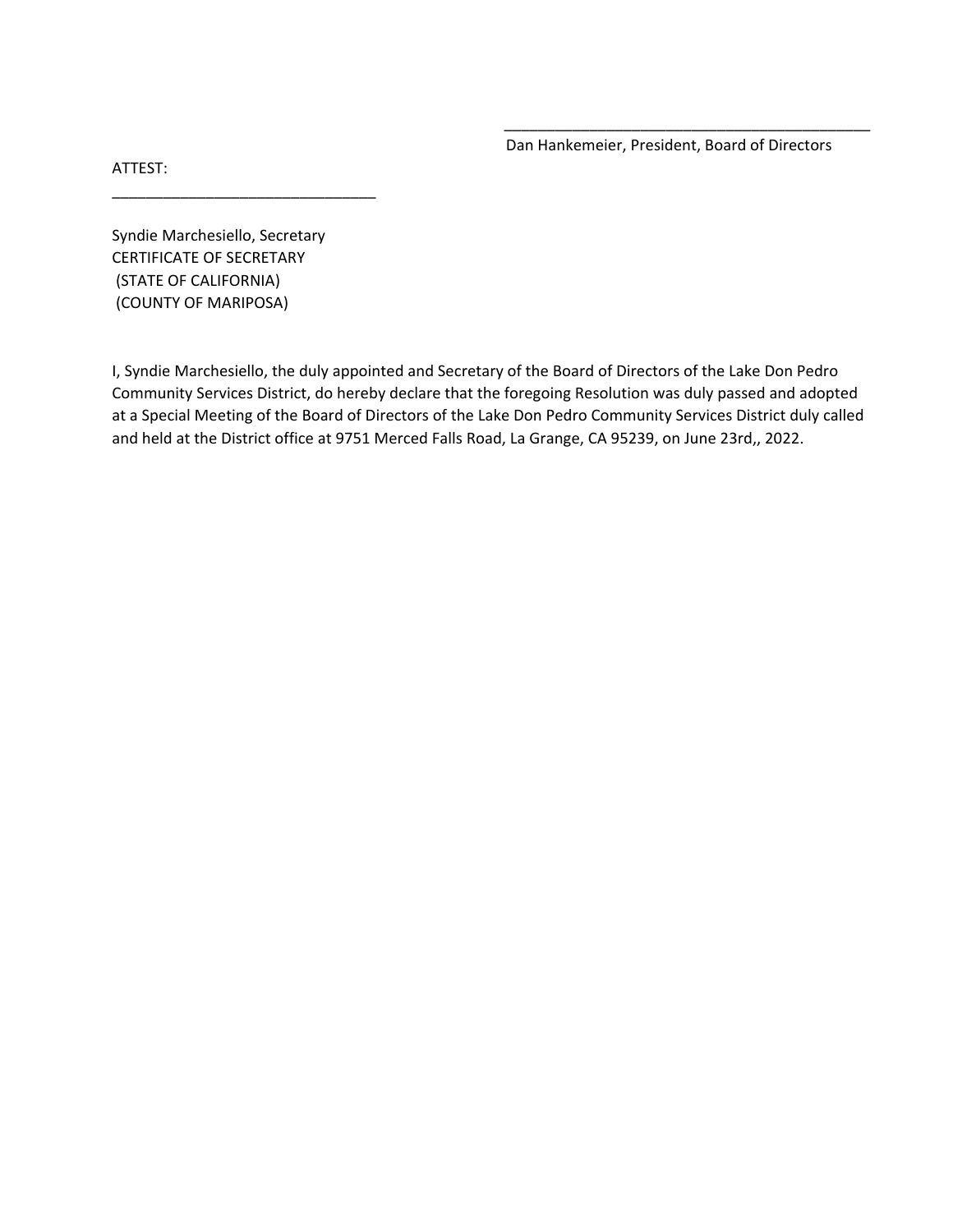_______________________________________________
Dan Hankemeier, President, Board of Directors

ATTEST:

________________________________

Syndie Marchesiello, Secretary
CERTIFICATE OF SECRETARY
(STATE OF CALIFORNIA)
(COUNTY OF MARIPOSA)

I, Syndie Marchesiello, the duly appointed and Secretary of the Board of Directors of the Lake Don Pedro Community Services District, do hereby declare that the foregoing Resolution was duly passed and adopted at a Special Meeting of the Board of Directors of the Lake Don Pedro Community Services District duly called and held at the District office at 9751 Merced Falls Road, La Grange, CA 95239, on June 23rd,, 2022.